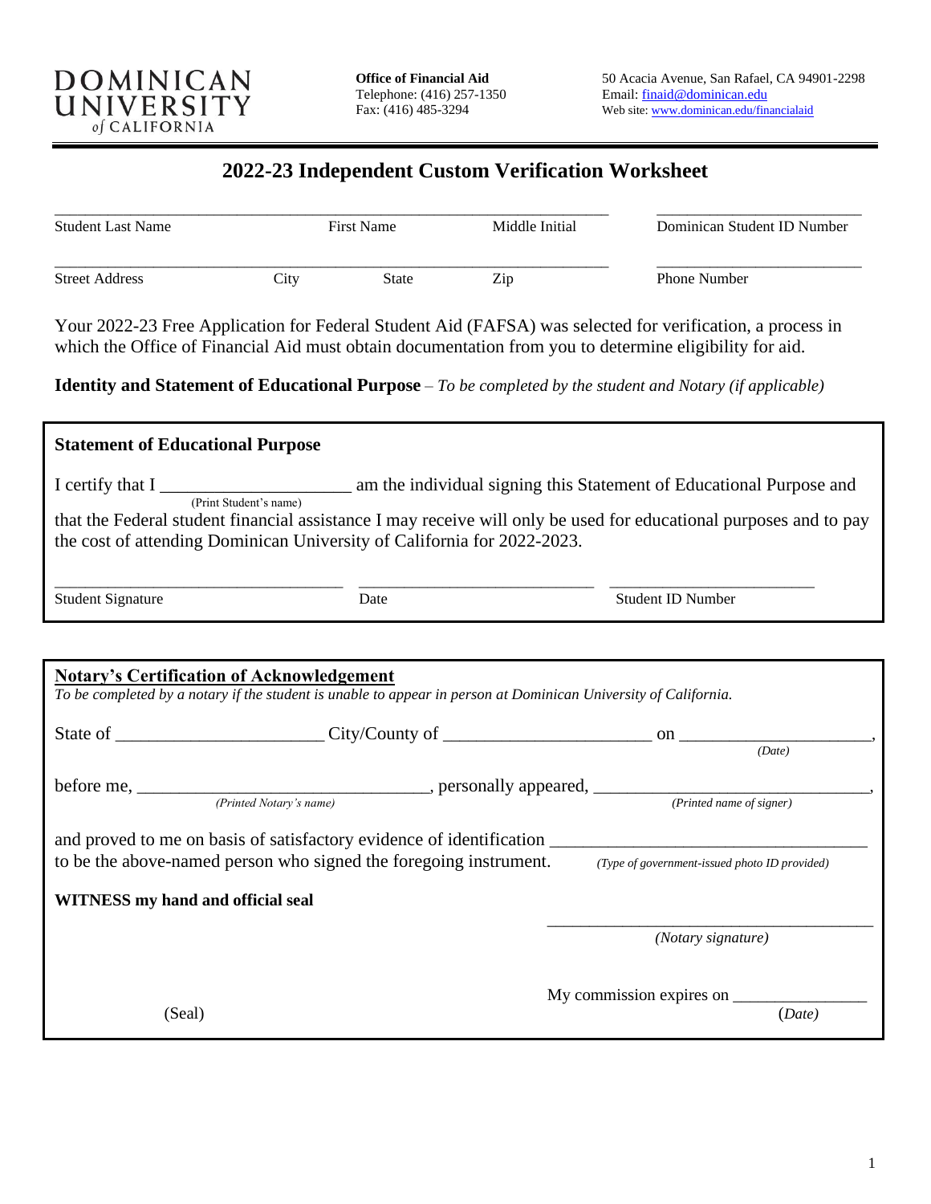DOMINICAN UNIVERSITY of CALIFORNIA

**Office of Financial Aid**
Telephone: (416) 257-1350
Fax: (416) 485-3294

50 Acacia Avenue, San Rafael, CA 94901-2298
Email: finaid@dominican.edu
Web site: www.dominican.edu/financialaid

# 2022-23 Independent Custom Verification Worksheet

| Student Last Name | First Name | Middle Initial | Dominican Student ID Number |
|---|---|---|---|
| | | | |

| Street Address | City | State | Zip | Phone Number |
|---|---|---|---|---|
| | | | | |

Your 2022-23 Free Application for Federal Student Aid (FAFSA) was selected for verification, a process in which the Office of Financial Aid must obtain documentation from you to determine eligibility for aid.

**Identity and Statement of Educational Purpose** – *To be completed by the student and Notary (if applicable)*

## Statement of Educational Purpose

I certify that I ____________________ (Print Student's name) am the individual signing this Statement of Educational Purpose and that the Federal student financial assistance I may receive will only be used for educational purposes and to pay the cost of attending Dominican University of California for 2022-2023.

| Student Signature | Date | Student ID Number |
|---|---|---|
| | | |

## Notary's Certification of Acknowledgement

*To be completed by a notary if the student is unable to appear in person at Dominican University of California.*

State of ______________________ City/County of ______________________ on ______________________ *(Date)*,

before me, ______________________________ *(Printed Notary's name)*, personally appeared, ______________________________ *(Printed name of signer)*,

and proved to me on basis of satisfactory evidence of identification ______________________________ *(Type of government-issued photo ID provided)* to be the above-named person who signed the foregoing instrument.

**WITNESS my hand and official seal**

______________________________
*(Notary signature)*

My commission expires on ______________ *(Date)*

(Seal)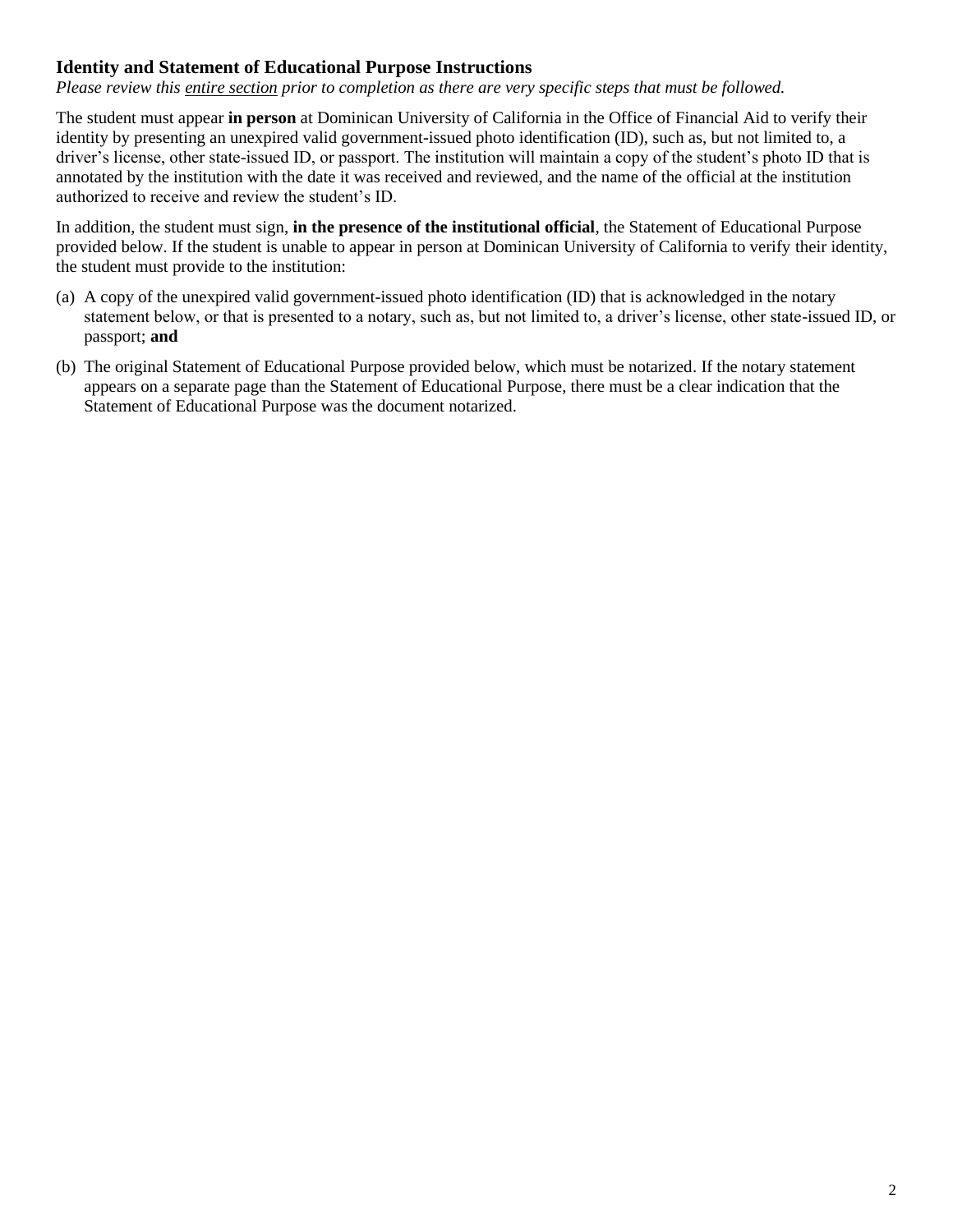### Identity and Statement of Educational Purpose Instructions

*Please review this entire section prior to completion as there are very specific steps that must be followed.*

The student must appear **in person** at Dominican University of California in the Office of Financial Aid to verify their identity by presenting an unexpired valid government-issued photo identification (ID), such as, but not limited to, a driver's license, other state-issued ID, or passport. The institution will maintain a copy of the student's photo ID that is annotated by the institution with the date it was received and reviewed, and the name of the official at the institution authorized to receive and review the student's ID.

In addition, the student must sign, **in the presence of the institutional official**, the Statement of Educational Purpose provided below. If the student is unable to appear in person at Dominican University of California to verify their identity, the student must provide to the institution:

(a) A copy of the unexpired valid government-issued photo identification (ID) that is acknowledged in the notary statement below, or that is presented to a notary, such as, but not limited to, a driver's license, other state-issued ID, or passport; **and**

(b) The original Statement of Educational Purpose provided below, which must be notarized. If the notary statement appears on a separate page than the Statement of Educational Purpose, there must be a clear indication that the Statement of Educational Purpose was the document notarized.